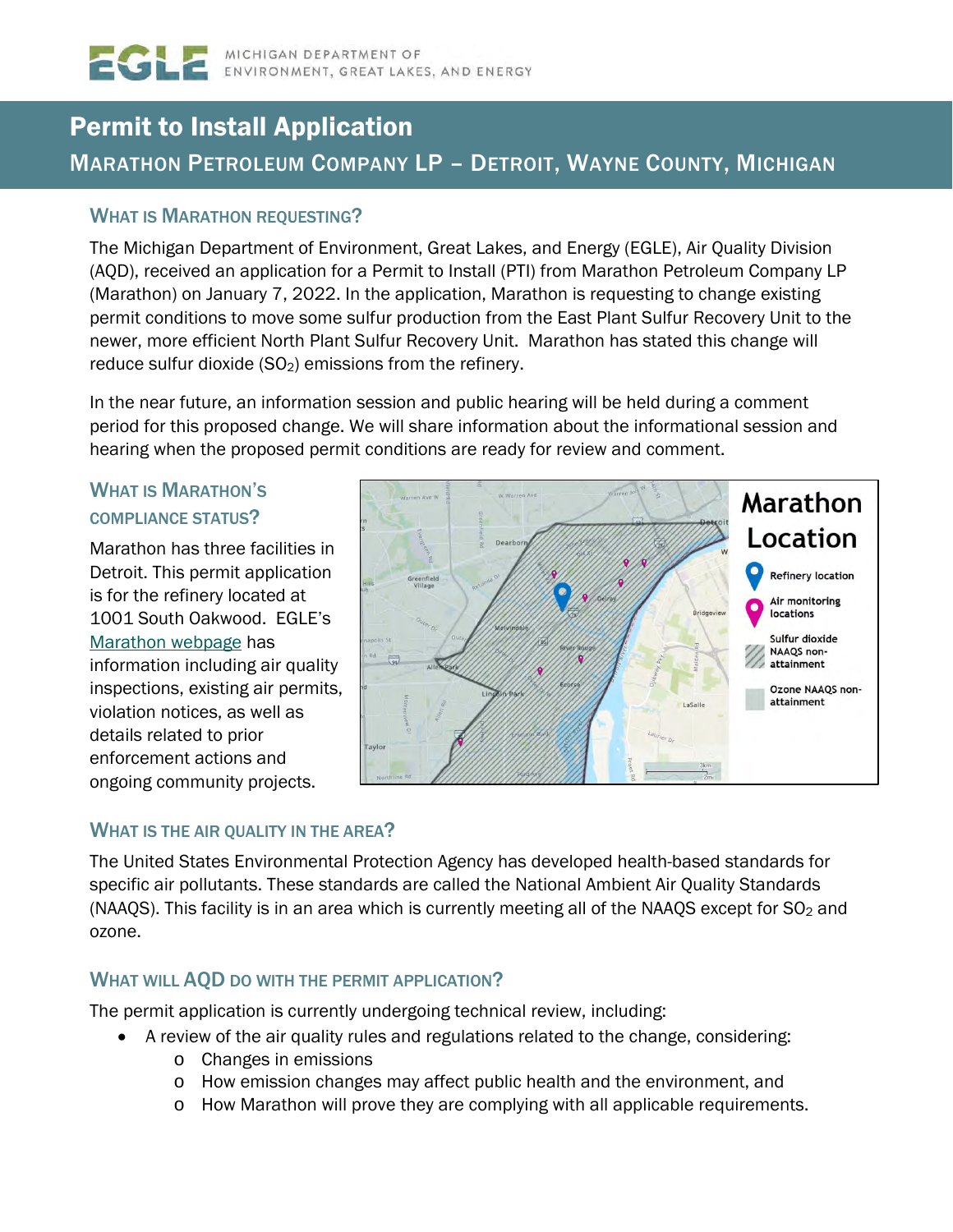MICHIGAN DEPARTMENT OF ENVIRONMENT, GREAT LAKES, AND ENERGY

# Permit to Install Application

## Marathon Petroleum Company LP – Detroit, Wayne County, Michigan

### What is Marathon requesting?

The Michigan Department of Environment, Great Lakes, and Energy (EGLE), Air Quality Division (AQD), received an application for a Permit to Install (PTI) from Marathon Petroleum Company LP (Marathon) on January 7, 2022. In the application, Marathon is requesting to change existing permit conditions to move some sulfur production from the East Plant Sulfur Recovery Unit to the newer, more efficient North Plant Sulfur Recovery Unit. Marathon has stated this change will reduce sulfur dioxide ($SO_2$) emissions from the refinery.

In the near future, an information session and public hearing will be held during a comment period for this proposed change. We will share information about the informational session and hearing when the proposed permit conditions are ready for review and comment.

### What is Marathon's compliance status?

Marathon has three facilities in Detroit. This permit application is for the refinery located at 1001 South Oakwood. EGLE's Marathon webpage has information including air quality inspections, existing air permits, violation notices, as well as details related to prior enforcement actions and ongoing community projects.

### What is the air quality in the area?

The United States Environmental Protection Agency has developed health-based standards for specific air pollutants. These standards are called the National Ambient Air Quality Standards (NAAQS). This facility is in an area which is currently meeting all of the NAAQS except for $SO_2$ and ozone.

### What will AQD do with the permit application?

The permit application is currently undergoing technical review, including:

- A review of the air quality rules and regulations related to the change, considering:
  - Changes in emissions
  - How emission changes may affect public health and the environment, and
  - How Marathon will prove they are complying with all applicable requirements.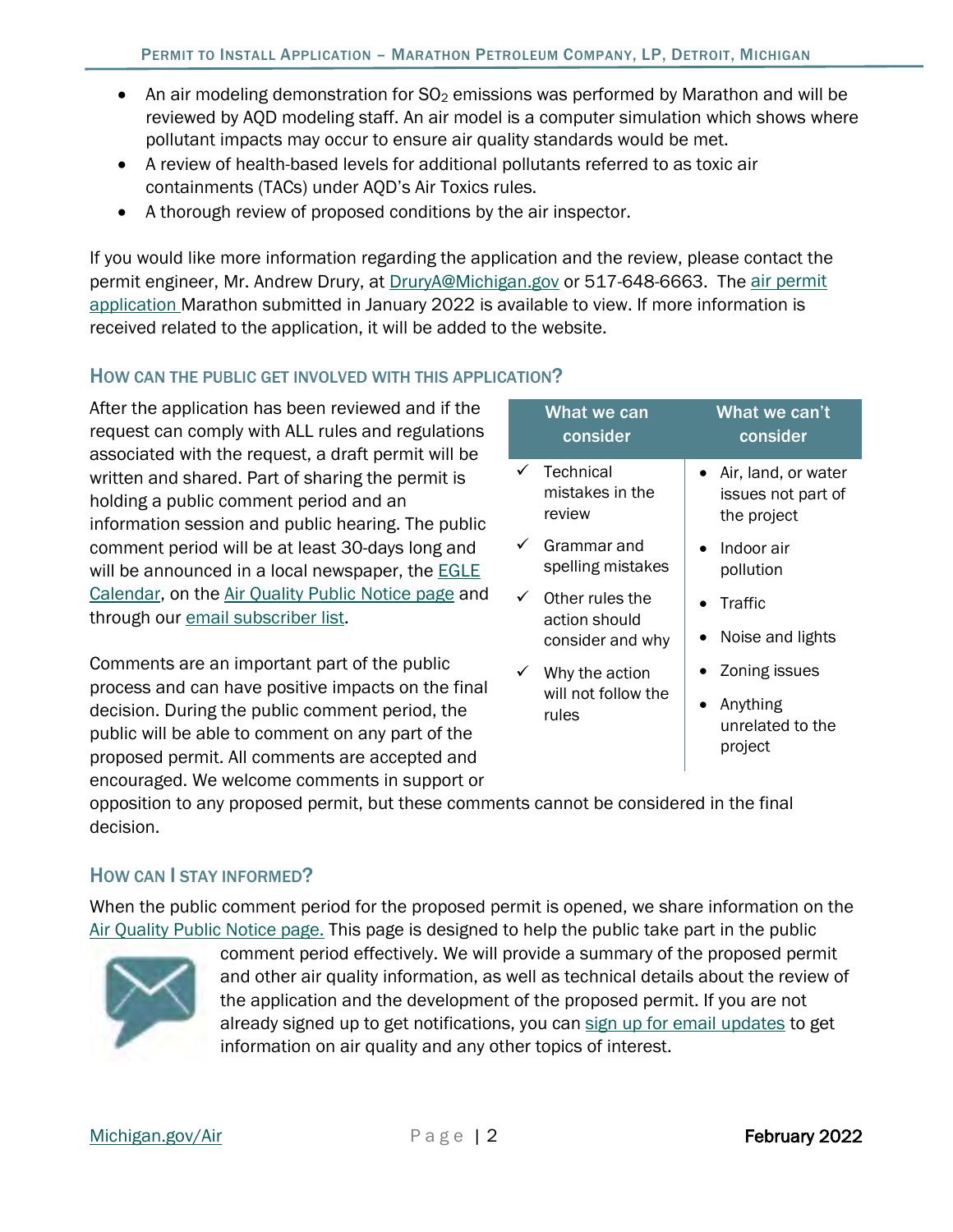- An air modeling demonstration for $SO_2$ emissions was performed by Marathon and will be reviewed by AQD modeling staff. An air model is a computer simulation which shows where pollutant impacts may occur to ensure air quality standards would be met.
- A review of health-based levels for additional pollutants referred to as toxic air containments (TACs) under AQD's Air Toxics rules.
- A thorough review of proposed conditions by the air inspector.

If you would like more information regarding the application and the review, please contact the permit engineer, Mr. Andrew Drury, at DruryA@Michigan.gov or 517-648-6663. The air permit application Marathon submitted in January 2022 is available to view. If more information is received related to the application, it will be added to the website.

## How can the public get involved with this application?

After the application has been reviewed and if the request can comply with ALL rules and regulations associated with the request, a draft permit will be written and shared. Part of sharing the permit is holding a public comment period and an information session and public hearing. The public comment period will be at least 30-days long and will be announced in a local newspaper, the EGLE Calendar, on the Air Quality Public Notice page and through our email subscriber list.

Comments are an important part of the public process and can have positive impacts on the final decision. During the public comment period, the public will be able to comment on any part of the proposed permit. All comments are accepted and encouraged. We welcome comments in support or opposition to any proposed permit, but these comments cannot be considered in the final decision.

| What we can consider | What we can't consider |
|---|---|
| ✓ Technical mistakes in the review | • Air, land, or water issues not part of the project |
| ✓ Grammar and spelling mistakes | • Indoor air pollution |
| ✓ Other rules the action should consider and why | • Traffic |
| ✓ Why the action will not follow the rules | • Noise and lights |
| | • Zoning issues |
| | • Anything unrelated to the project |

## How can I stay informed?

When the public comment period for the proposed permit is opened, we share information on the Air Quality Public Notice page. This page is designed to help the public take part in the public comment period effectively. We will provide a summary of the proposed permit and other air quality information, as well as technical details about the review of the application and the development of the proposed permit. If you are not already signed up to get notifications, you can sign up for email updates to get information on air quality and any other topics of interest.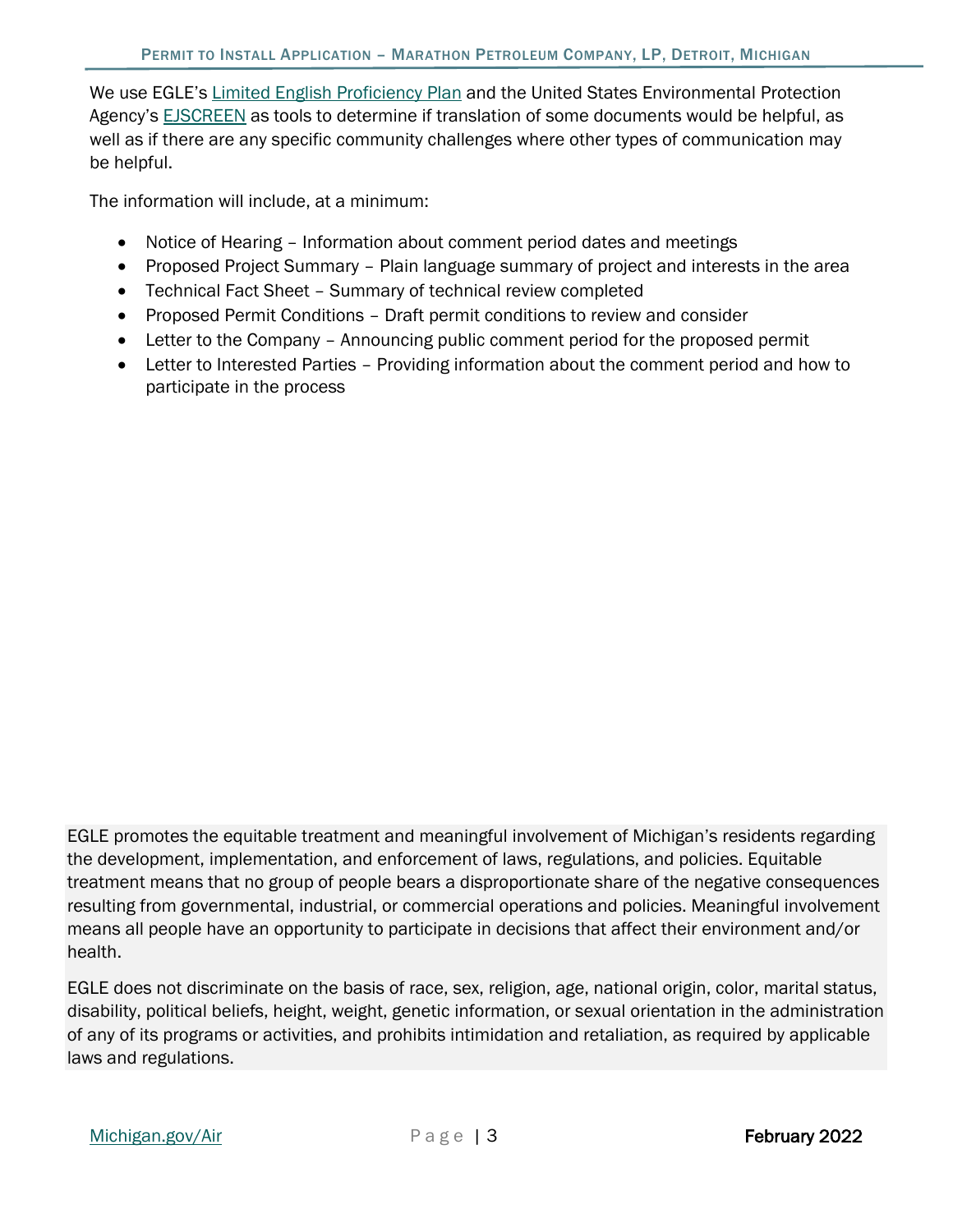We use EGLE's [Limited English Proficiency Plan] and the United States Environmental Protection Agency's [EJSCREEN] as tools to determine if translation of some documents would be helpful, as well as if there are any specific community challenges where other types of communication may be helpful.

The information will include, at a minimum:

- Notice of Hearing – Information about comment period dates and meetings
- Proposed Project Summary – Plain language summary of project and interests in the area
- Technical Fact Sheet – Summary of technical review completed
- Proposed Permit Conditions – Draft permit conditions to review and consider
- Letter to the Company – Announcing public comment period for the proposed permit
- Letter to Interested Parties – Providing information about the comment period and how to participate in the process

EGLE promotes the equitable treatment and meaningful involvement of Michigan's residents regarding the development, implementation, and enforcement of laws, regulations, and policies. Equitable treatment means that no group of people bears a disproportionate share of the negative consequences resulting from governmental, industrial, or commercial operations and policies. Meaningful involvement means all people have an opportunity to participate in decisions that affect their environment and/or health.

EGLE does not discriminate on the basis of race, sex, religion, age, national origin, color, marital status, disability, political beliefs, height, weight, genetic information, or sexual orientation in the administration of any of its programs or activities, and prohibits intimidation and retaliation, as required by applicable laws and regulations.